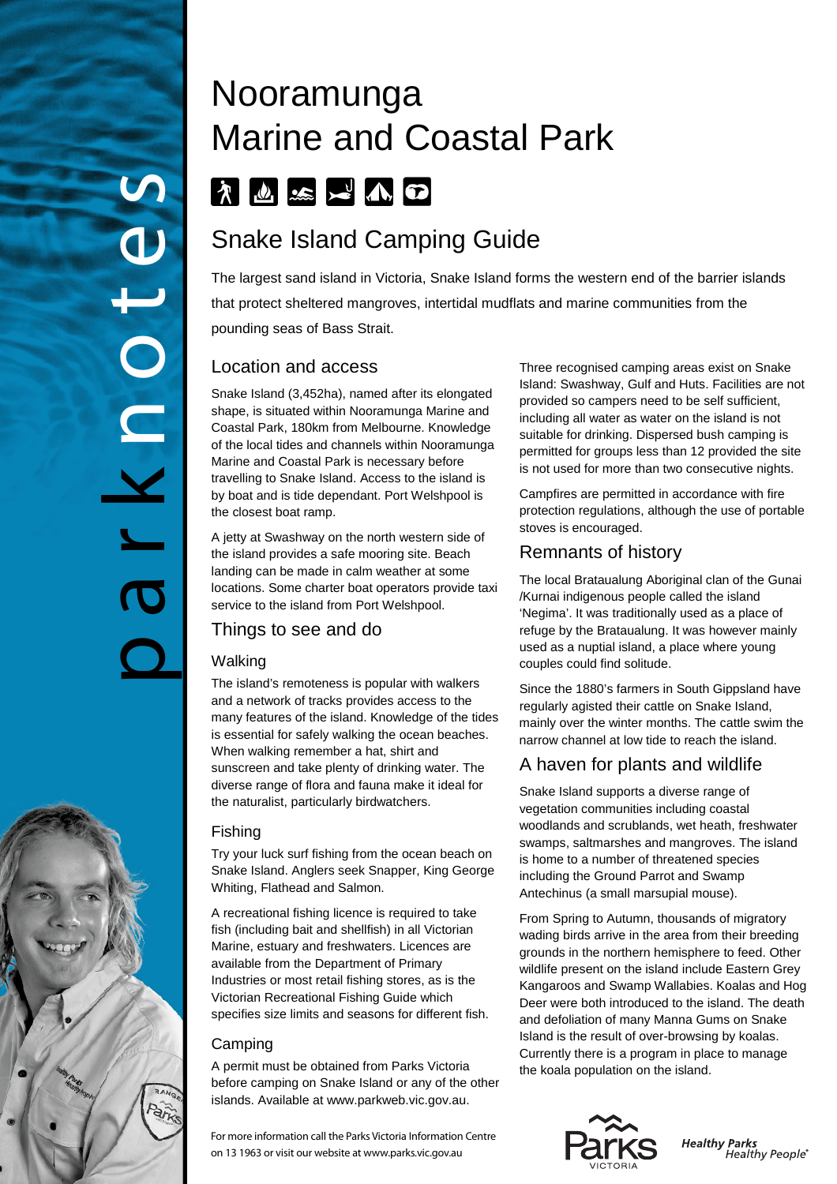# Nooramunga Marine and Coastal Park

## Snake Island Camping Guide

The largest sand island in Victoria, Snake Island forms the western end of the barrier islands that protect sheltered mangroves, intertidal mudflats and marine communities from the pounding seas of Bass Strait.

## Location and access

Snake Island (3,452ha), named after its elongated shape, is situated within Nooramunga Marine and Coastal Park, 180km from Melbourne. Knowledge of the local tides and channels within Nooramunga Marine and Coastal Park is necessary before travelling to Snake Island. Access to the island is by boat and is tide dependant. Port Welshpool is the closest boat ramp.

A jetty at Swashway on the north western side of the island provides a safe mooring site. Beach landing can be made in calm weather at some locations. Some charter boat operators provide taxi service to the island from Port Welshpool.

## Things to see and do

### Walking

The island's remoteness is popular with walkers and a network of tracks provides access to the many features of the island. Knowledge of the tides is essential for safely walking the ocean beaches. When walking remember a hat, shirt and sunscreen and take plenty of drinking water. The diverse range of flora and fauna make it ideal for the naturalist, particularly birdwatchers.

### Fishing

Try your luck surf fishing from the ocean beach on Snake Island. Anglers seek Snapper, King George Whiting, Flathead and Salmon.

A recreational fishing licence is required to take fish (including bait and shellfish) in all Victorian Marine, estuary and freshwaters. Licences are available from the Department of Primary Industries or most retail fishing stores, as is the Victorian Recreational Fishing Guide which specifies size limits and seasons for different fish.

### Camping

A permit must be obtained from Parks Victoria before camping on Snake Island or any of the other islands. Available at www.parkweb.vic.gov.au.

Three recognised camping areas exist on Snake Island: Swashway, Gulf and Huts. Facilities are not provided so campers need to be self sufficient, including all water as water on the island is not suitable for drinking. Dispersed bush camping is permitted for groups less than 12 provided the site is not used for more than two consecutive nights.

Campfires are permitted in accordance with fire protection regulations, although the use of portable stoves is encouraged.

## Remnants of history

The local Brataualung Aboriginal clan of the Gunai /Kurnai indigenous people called the island 'Negima'. It was traditionally used as a place of refuge by the Brataualung. It was however mainly used as a nuptial island, a place where young couples could find solitude.

Since the 1880's farmers in South Gippsland have regularly agisted their cattle on Snake Island, mainly over the winter months. The cattle swim the narrow channel at low tide to reach the island.

## A haven for plants and wildlife

Snake Island supports a diverse range of vegetation communities including coastal woodlands and scrublands, wet heath, freshwater swamps, saltmarshes and mangroves. The island is home to a number of threatened species including the Ground Parrot and Swamp Antechinus (a small marsupial mouse).

From Spring to Autumn, thousands of migratory wading birds arrive in the area from their breeding grounds in the northern hemisphere to feed. Other wildlife present on the island include Eastern Grey Kangaroos and Swamp Wallabies. Koalas and Hog Deer were both introduced to the island. The death and defoliation of many Manna Gums on Snake Island is the result of over-browsing by koalas. Currently there is a program in place to manage the koala population on the island.

For more information call the Parks Victoria Information Centre on 13 1963 or visit our website at www.parks.vic.gov.au

Healthy Parks Healthy People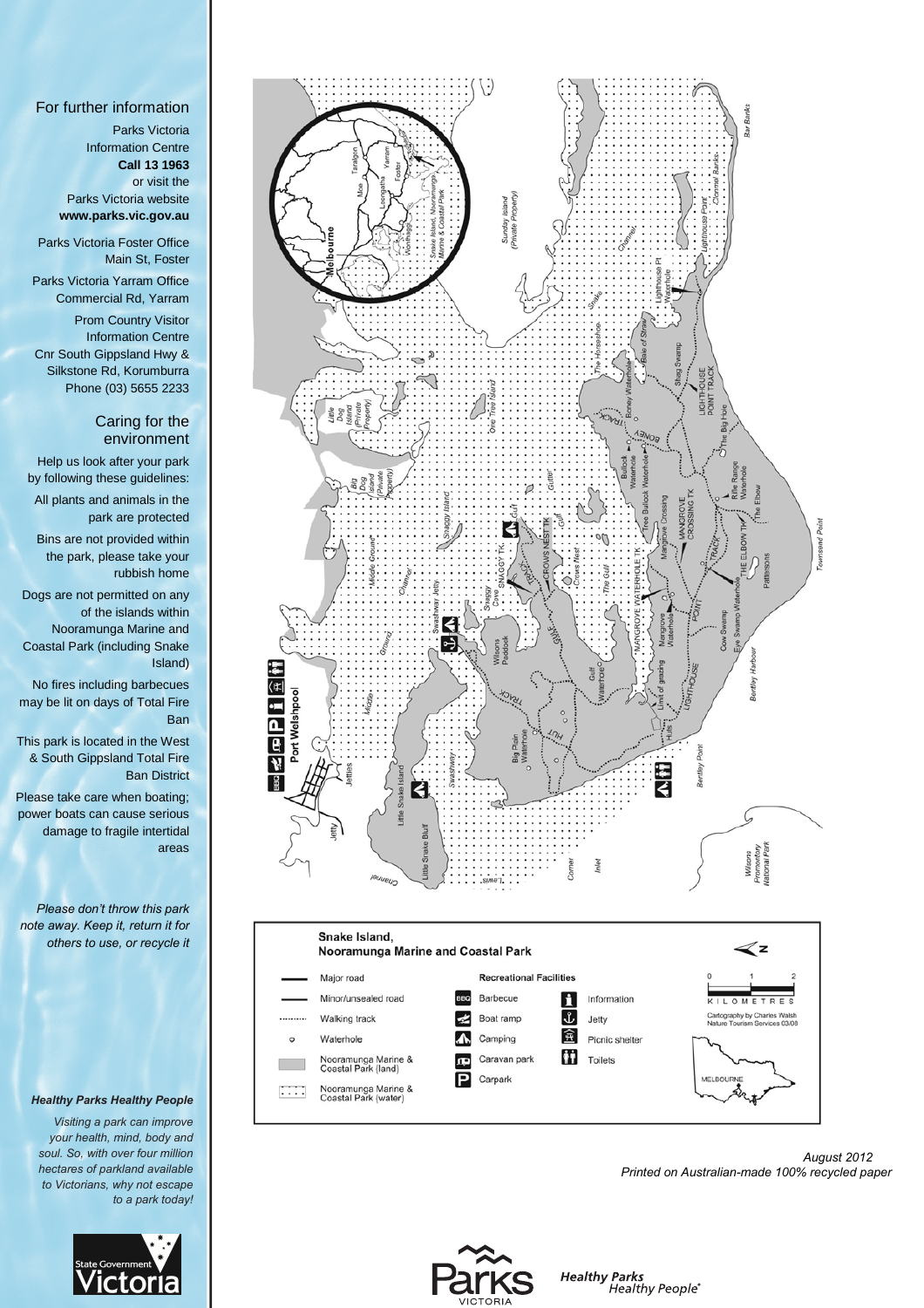## For further information

Parks Victoria
Information Centre
**Call 13 1963**
or visit the
Parks Victoria website
**www.parks.vic.gov.au**

Parks Victoria Foster Office
Main St, Foster

Parks Victoria Yarram Office
Commercial Rd, Yarram

Prom Country Visitor
Information Centre
Cnr South Gippsland Hwy &
Silkstone Rd, Korumburra
Phone (03) 5655 2233

## Caring for the environment

Help us look after your park by following these guidelines:

All plants and animals in the park are protected

Bins are not provided within the park, please take your rubbish home

Dogs are not permitted on any of the islands within Nooramunga Marine and Coastal Park (including Snake Island)

No fires including barbecues may be lit on days of Total Fire Ban

This park is located in the West & South Gippsland Total Fire Ban District

Please take care when boating; power boats can cause serious damage to fragile intertidal areas

*Please don't throw this park note away. Keep it, return it for others to use, or recycle it*

***Healthy Parks Healthy People***

*Visiting a park can improve your health, mind, body and soul. So, with over four million hectares of parkland available to Victorians, why not escape to a park today!*

### Snake Island, Nooramunga Marine and Coastal Park

Major road
Minor/unsealed road
Walking track
Waterhole
Nooramunga Marine & Coastal Park (land)
Nooramunga Marine & Coastal Park (water)

Recreational Facilities
Barbecue
Boat ramp
Camping
Caravan park
Carpark
Information
Jetty
Picnic shelter
Toilets

0 1 2
KILOMETRES

Cartography by Charles Walsh
Nature Tourism Services 03/09

August 2012
Printed on Australian-made 100% recycled paper